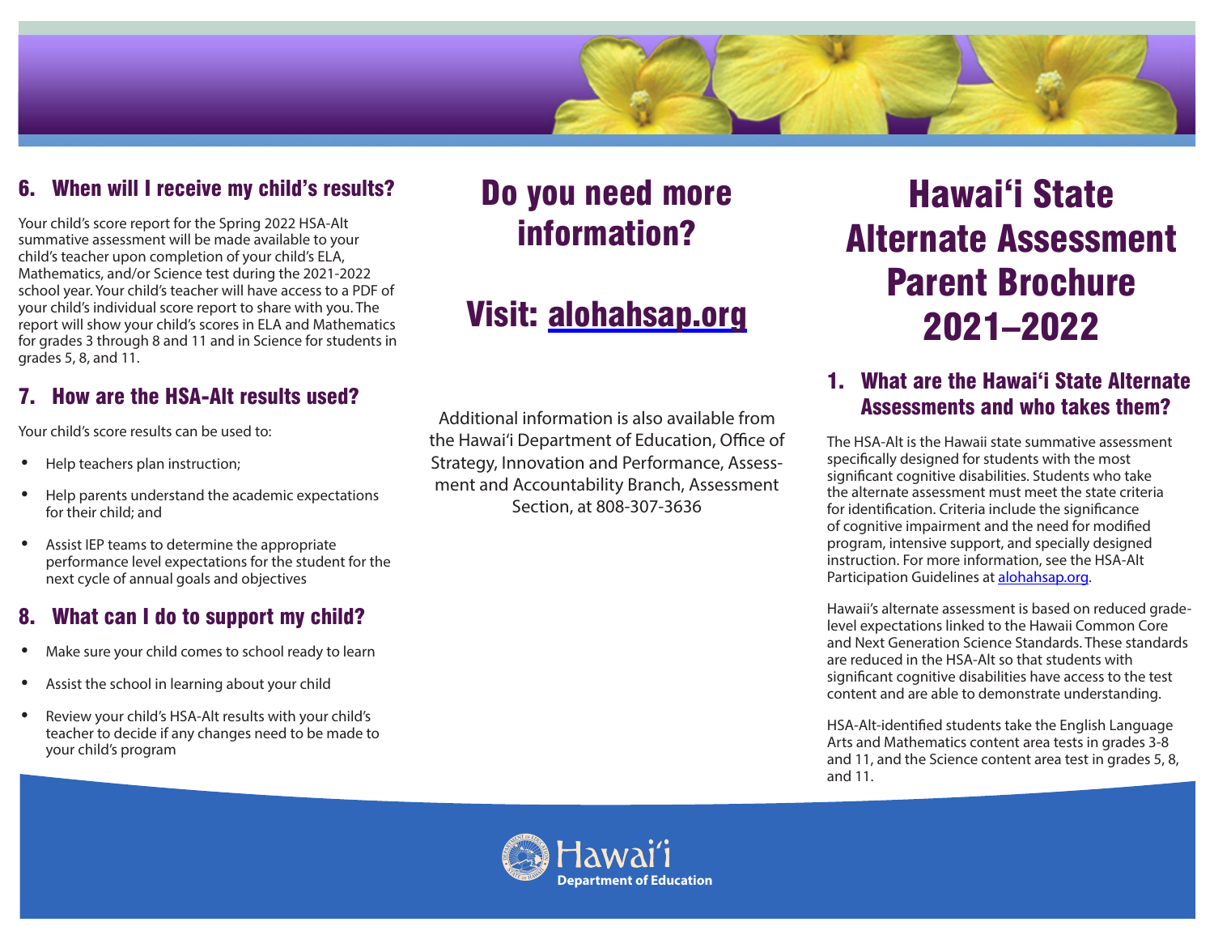# Hawaiʻi State Alternate Assessment Parent Brochure 2021–2022

## 1. What are the Hawaiʻi State Alternate Assessments and who takes them?

The HSA-Alt is the Hawaii state summative assessment specifically designed for students with the most significant cognitive disabilities. Students who take the alternate assessment must meet the state criteria for identification. Criteria include the significance of cognitive impairment and the need for modified program, intensive support, and specially designed instruction. For more information, see the HSA-Alt Participation Guidelines at alohahsap.org.

Hawaii's alternate assessment is based on reduced grade-level expectations linked to the Hawaii Common Core and Next Generation Science Standards. These standards are reduced in the HSA-Alt so that students with significant cognitive disabilities have access to the test content and are able to demonstrate understanding.

HSA-Alt-identified students take the English Language Arts and Mathematics content area tests in grades 3-8 and 11, and the Science content area test in grades 5, 8, and 11.

## 6. When will I receive my child's results?

Your child's score report for the Spring 2022 HSA-Alt summative assessment will be made available to your child's teacher upon completion of your child's ELA, Mathematics, and/or Science test during the 2021-2022 school year. Your child's teacher will have access to a PDF of your child's individual score report to share with you. The report will show your child's scores in ELA and Mathematics for grades 3 through 8 and 11 and in Science for students in grades 5, 8, and 11.

## 7. How are the HSA-Alt results used?

Your child's score results can be used to:

- Help teachers plan instruction;
- Help parents understand the academic expectations for their child; and
- Assist IEP teams to determine the appropriate performance level expectations for the student for the next cycle of annual goals and objectives

## 8. What can I do to support my child?

- Make sure your child comes to school ready to learn
- Assist the school in learning about your child
- Review your child's HSA-Alt results with your child's teacher to decide if any changes need to be made to your child's program

## Do you need more information?

## Visit: alohahsap.org

Additional information is also available from the Hawaiʻi Department of Education, Office of Strategy, Innovation and Performance, Assessment and Accountability Branch, Assessment Section, at 808-307-3636

Hawaiʻi Department of Education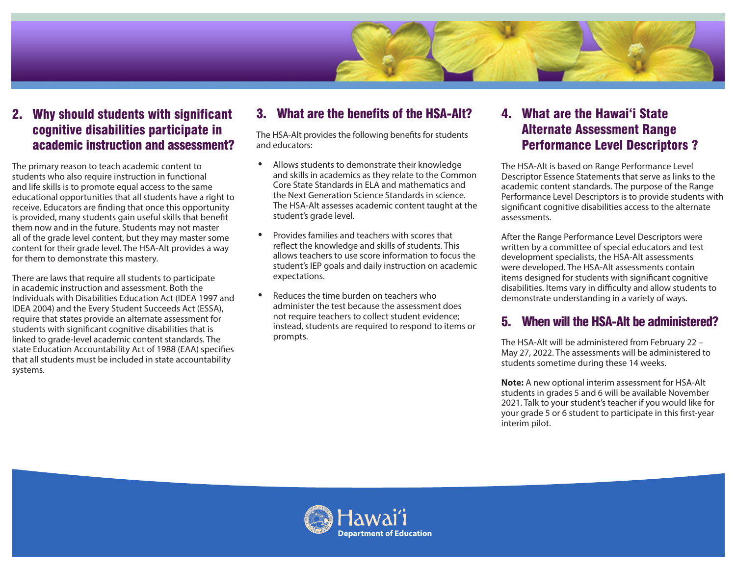## 2. Why should students with significant cognitive disabilities participate in academic instruction and assessment?

The primary reason to teach academic content to students who also require instruction in functional and life skills is to promote equal access to the same educational opportunities that all students have a right to receive. Educators are finding that once this opportunity is provided, many students gain useful skills that benefit them now and in the future. Students may not master all of the grade level content, but they may master some content for their grade level. The HSA-Alt provides a way for them to demonstrate this mastery.

There are laws that require all students to participate in academic instruction and assessment. Both the Individuals with Disabilities Education Act (IDEA 1997 and IDEA 2004) and the Every Student Succeeds Act (ESSA), require that states provide an alternate assessment for students with significant cognitive disabilities that is linked to grade-level academic content standards. The state Education Accountability Act of 1988 (EAA) specifies that all students must be included in state accountability systems.

## 3. What are the benefits of the HSA-Alt?

The HSA-Alt provides the following benefits for students and educators:

- Allows students to demonstrate their knowledge and skills in academics as they relate to the Common Core State Standards in ELA and mathematics and the Next Generation Science Standards in science. The HSA-Alt assesses academic content taught at the student's grade level.
- Provides families and teachers with scores that reflect the knowledge and skills of students. This allows teachers to use score information to focus the student's IEP goals and daily instruction on academic expectations.
- Reduces the time burden on teachers who administer the test because the assessment does not require teachers to collect student evidence; instead, students are required to respond to items or prompts.

## 4. What are the Hawai'i State Alternate Assessment Range Performance Level Descriptors ?

The HSA-Alt is based on Range Performance Level Descriptor Essence Statements that serve as links to the academic content standards. The purpose of the Range Performance Level Descriptors is to provide students with significant cognitive disabilities access to the alternate assessments.

After the Range Performance Level Descriptors were written by a committee of special educators and test development specialists, the HSA-Alt assessments were developed. The HSA-Alt assessments contain items designed for students with significant cognitive disabilities. Items vary in difficulty and allow students to demonstrate understanding in a variety of ways.

## 5. When will the HSA-Alt be administered?

The HSA-Alt will be administered from February 22 – May 27, 2022. The assessments will be administered to students sometime during these 14 weeks.

**Note:** A new optional interim assessment for HSA-Alt students in grades 5 and 6 will be available November 2021. Talk to your student's teacher if you would like for your grade 5 or 6 student to participate in this first-year interim pilot.

Hawai'i
Department of Education